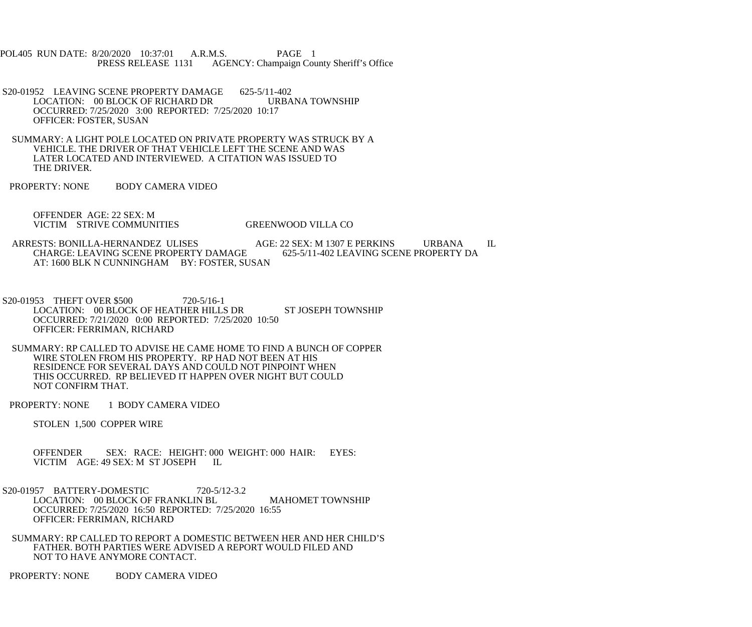POL405 RUN DATE: 8/20/2020 10:37:01 A.R.M.S. PAGE 1
PRESS RELEASE 1131 AGENCY: Champaign County Sheriff's Office

S20-01952 LEAVING SCENE PROPERTY DAMAGE 625-5/11-402
LOCATION: 00 BLOCK OF RICHARD DR URBANA TOWNSHIP
OCCURRED: 7/25/2020 3:00 REPORTED: 7/25/2020 10:17
OFFICER: FOSTER, SUSAN

SUMMARY: A LIGHT POLE LOCATED ON PRIVATE PROPERTY WAS STRUCK BY A VEHICLE. THE DRIVER OF THAT VEHICLE LEFT THE SCENE AND WAS LATER LOCATED AND INTERVIEWED. A CITATION WAS ISSUED TO THE DRIVER.

PROPERTY: NONE BODY CAMERA VIDEO

OFFENDER AGE: 22 SEX: M
VICTIM STRIVE COMMUNITIES GREENWOOD VILLA CO

ARRESTS: BONILLA-HERNANDEZ ULISES AGE: 22 SEX: M 1307 E PERKINS URBANA IL
CHARGE: LEAVING SCENE PROPERTY DAMAGE 625-5/11-402 LEAVING SCENE PROPERTY DA
AT: 1600 BLK N CUNNINGHAM BY: FOSTER, SUSAN

S20-01953 THEFT OVER $500 720-5/16-1
LOCATION: 00 BLOCK OF HEATHER HILLS DR ST JOSEPH TOWNSHIP
OCCURRED: 7/21/2020 0:00 REPORTED: 7/25/2020 10:50
OFFICER: FERRIMAN, RICHARD

SUMMARY: RP CALLED TO ADVISE HE CAME HOME TO FIND A BUNCH OF COPPER WIRE STOLEN FROM HIS PROPERTY. RP HAD NOT BEEN AT HIS RESIDENCE FOR SEVERAL DAYS AND COULD NOT PINPOINT WHEN THIS OCCURRED. RP BELIEVED IT HAPPEN OVER NIGHT BUT COULD NOT CONFIRM THAT.

PROPERTY: NONE 1 BODY CAMERA VIDEO

STOLEN 1,500 COPPER WIRE

OFFENDER SEX: RACE: HEIGHT: 000 WEIGHT: 000 HAIR: EYES:
VICTIM AGE: 49 SEX: M ST JOSEPH IL

S20-01957 BATTERY-DOMESTIC 720-5/12-3.2
LOCATION: 00 BLOCK OF FRANKLIN BL MAHOMET TOWNSHIP
OCCURRED: 7/25/2020 16:50 REPORTED: 7/25/2020 16:55
OFFICER: FERRIMAN, RICHARD

SUMMARY: RP CALLED TO REPORT A DOMESTIC BETWEEN HER AND HER CHILD'S FATHER. BOTH PARTIES WERE ADVISED A REPORT WOULD FILED AND NOT TO HAVE ANYMORE CONTACT.

PROPERTY: NONE BODY CAMERA VIDEO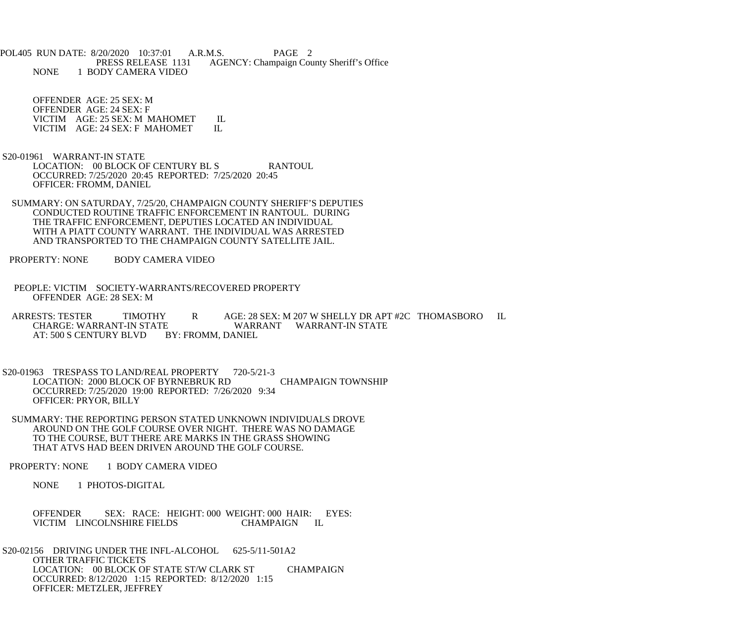NONE 1 BODY CAMERA VIDEO

OFFENDER AGE: 25 SEX: M
OFFENDER AGE: 24 SEX: F
VICTIM AGE: 25 SEX: M MAHOMET IL
VICTIM AGE: 24 SEX: F MAHOMET IL

S20-01961 WARRANT-IN STATE
LOCATION: 00 BLOCK OF CENTURY BL S RANTOUL
OCCURRED: 7/25/2020 20:45 REPORTED: 7/25/2020 20:45
OFFICER: FROMM, DANIEL

SUMMARY: ON SATURDAY, 7/25/20, CHAMPAIGN COUNTY SHERIFF'S DEPUTIES CONDUCTED ROUTINE TRAFFIC ENFORCEMENT IN RANTOUL. DURING THE TRAFFIC ENFORCEMENT, DEPUTIES LOCATED AN INDIVIDUAL WITH A PIATT COUNTY WARRANT. THE INDIVIDUAL WAS ARRESTED AND TRANSPORTED TO THE CHAMPAIGN COUNTY SATELLITE JAIL.

PROPERTY: NONE BODY CAMERA VIDEO

PEOPLE: VICTIM SOCIETY-WARRANTS/RECOVERED PROPERTY
OFFENDER AGE: 28 SEX: M

ARRESTS: TESTER TIMOTHY R AGE: 28 SEX: M 207 W SHELLY DR APT #2C THOMASBORO IL
CHARGE: WARRANT-IN STATE WARRANT WARRANT-IN STATE
AT: 500 S CENTURY BLVD BY: FROMM, DANIEL

S20-01963 TRESPASS TO LAND/REAL PROPERTY 720-5/21-3
LOCATION: 2000 BLOCK OF BYRNEBRUK RD CHAMPAIGN TOWNSHIP
OCCURRED: 7/25/2020 19:00 REPORTED: 7/26/2020 9:34
OFFICER: PRYOR, BILLY

SUMMARY: THE REPORTING PERSON STATED UNKNOWN INDIVIDUALS DROVE AROUND ON THE GOLF COURSE OVER NIGHT. THERE WAS NO DAMAGE TO THE COURSE, BUT THERE ARE MARKS IN THE GRASS SHOWING THAT ATVS HAD BEEN DRIVEN AROUND THE GOLF COURSE.

PROPERTY: NONE 1 BODY CAMERA VIDEO

NONE 1 PHOTOS-DIGITAL

OFFENDER SEX: RACE: HEIGHT: 000 WEIGHT: 000 HAIR: EYES:
VICTIM LINCOLNSHIRE FIELDS CHAMPAIGN IL

S20-02156 DRIVING UNDER THE INFL-ALCOHOL 625-5/11-501A2
OTHER TRAFFIC TICKETS
LOCATION: 00 BLOCK OF STATE ST/W CLARK ST CHAMPAIGN
OCCURRED: 8/12/2020 1:15 REPORTED: 8/12/2020 1:15
OFFICER: METZLER, JEFFREY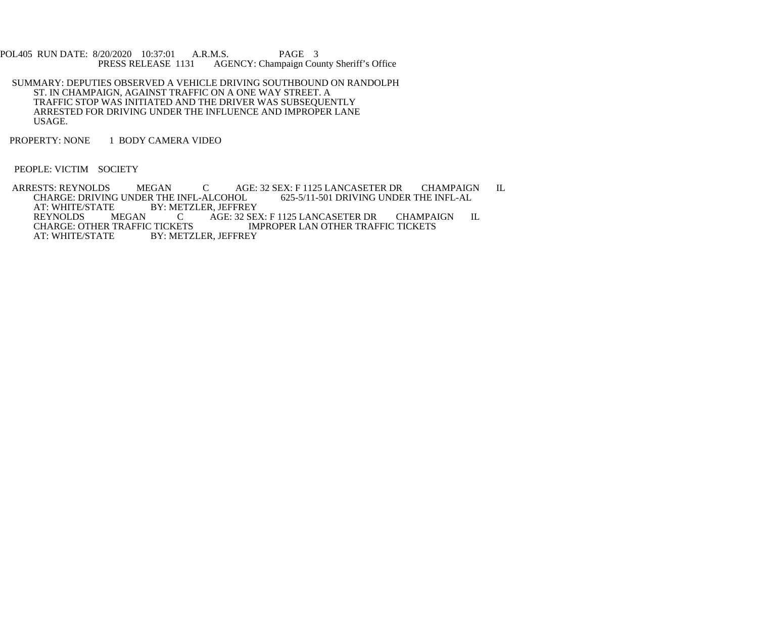POL405 RUN DATE: 8/20/2020 10:37:01 A.R.M.S. PAGE 3
PRESS RELEASE 1131 AGENCY: Champaign County Sheriff's Office

SUMMARY: DEPUTIES OBSERVED A VEHICLE DRIVING SOUTHBOUND ON RANDOLPH ST. IN CHAMPAIGN, AGAINST TRAFFIC ON A ONE WAY STREET. A TRAFFIC STOP WAS INITIATED AND THE DRIVER WAS SUBSEQUENTLY ARRESTED FOR DRIVING UNDER THE INFLUENCE AND IMPROPER LANE USAGE.

PROPERTY: NONE 1 BODY CAMERA VIDEO

PEOPLE: VICTIM SOCIETY

ARRESTS: REYNOLDS MEGAN C AGE: 32 SEX: F 1125 LANCASETER DR CHAMPAIGN IL
CHARGE: DRIVING UNDER THE INFL-ALCOHOL 625-5/11-501 DRIVING UNDER THE INFL-AL
AT: WHITE/STATE BY: METZLER, JEFFREY
REYNOLDS MEGAN C AGE: 32 SEX: F 1125 LANCASETER DR CHAMPAIGN IL
CHARGE: OTHER TRAFFIC TICKETS IMPROPER LAN OTHER TRAFFIC TICKETS
AT: WHITE/STATE BY: METZLER, JEFFREY